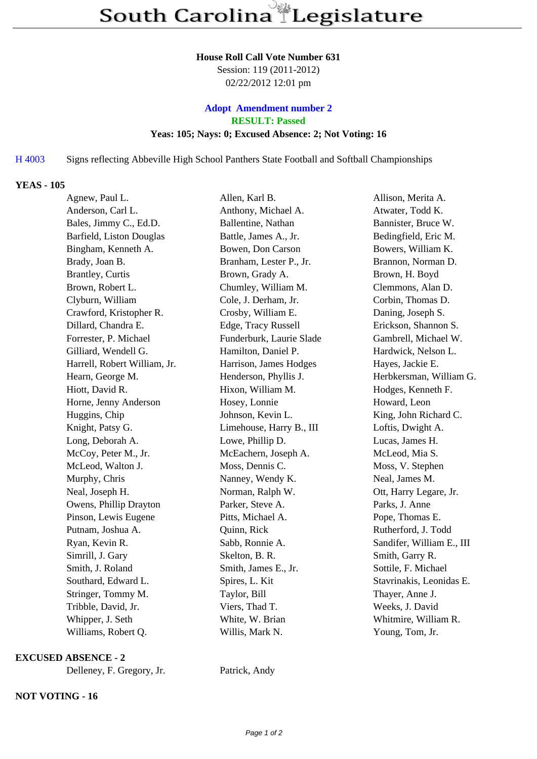# South Carolina Legislature

**House Roll Call Vote Number 631**
Session: 119 (2011-2012)
02/22/2012 12:01 pm

**Adopt Amendment number 2**
**RESULT: Passed**
**Yeas: 105; Nays: 0; Excused Absence: 2; Not Voting: 16**

H 4003 Signs reflecting Abbeville High School Panthers State Football and Softball Championships

**YEAS - 105**

| | | |
|---|---|---|
| Agnew, Paul L. | Allen, Karl B. | Allison, Merita A. |
| Anderson, Carl L. | Anthony, Michael A. | Atwater, Todd K. |
| Bales, Jimmy C., Ed.D. | Ballentine, Nathan | Bannister, Bruce W. |
| Barfield, Liston Douglas | Battle, James A., Jr. | Bedingfield, Eric M. |
| Bingham, Kenneth A. | Bowen, Don Carson | Bowers, William K. |
| Brady, Joan B. | Branham, Lester P., Jr. | Brannon, Norman D. |
| Brantley, Curtis | Brown, Grady A. | Brown, H. Boyd |
| Brown, Robert L. | Chumley, William M. | Clemmons, Alan D. |
| Clyburn, William | Cole, J. Derham, Jr. | Corbin, Thomas D. |
| Crawford, Kristopher R. | Crosby, William E. | Daning, Joseph S. |
| Dillard, Chandra E. | Edge, Tracy Russell | Erickson, Shannon S. |
| Forrester, P. Michael | Funderburk, Laurie Slade | Gambrell, Michael W. |
| Gilliard, Wendell G. | Hamilton, Daniel P. | Hardwick, Nelson L. |
| Harrell, Robert William, Jr. | Harrison, James Hodges | Hayes, Jackie E. |
| Hearn, George M. | Henderson, Phyllis J. | Herbkersman, William G. |
| Hiott, David R. | Hixon, William M. | Hodges, Kenneth F. |
| Horne, Jenny Anderson | Hosey, Lonnie | Howard, Leon |
| Huggins, Chip | Johnson, Kevin L. | King, John Richard C. |
| Knight, Patsy G. | Limehouse, Harry B., III | Loftis, Dwight A. |
| Long, Deborah A. | Lowe, Phillip D. | Lucas, James H. |
| McCoy, Peter M., Jr. | McEachern, Joseph A. | McLeod, Mia S. |
| McLeod, Walton J. | Moss, Dennis C. | Moss, V. Stephen |
| Murphy, Chris | Nanney, Wendy K. | Neal, James M. |
| Neal, Joseph H. | Norman, Ralph W. | Ott, Harry Legare, Jr. |
| Owens, Phillip Drayton | Parker, Steve A. | Parks, J. Anne |
| Pinson, Lewis Eugene | Pitts, Michael A. | Pope, Thomas E. |
| Putnam, Joshua A. | Quinn, Rick | Rutherford, J. Todd |
| Ryan, Kevin R. | Sabb, Ronnie A. | Sandifer, William E., III |
| Simrill, J. Gary | Skelton, B. R. | Smith, Garry R. |
| Smith, J. Roland | Smith, James E., Jr. | Sottile, F. Michael |
| Southard, Edward L. | Spires, L. Kit | Stavrinakis, Leonidas E. |
| Stringer, Tommy M. | Taylor, Bill | Thayer, Anne J. |
| Tribble, David, Jr. | Viers, Thad T. | Weeks, J. David |
| Whipper, J. Seth | White, W. Brian | Whitmire, William R. |
| Williams, Robert Q. | Willis, Mark N. | Young, Tom, Jr. |

**EXCUSED ABSENCE - 2**

| | |
|---|---|
| Delleney, F. Gregory, Jr. | Patrick, Andy |

**NOT VOTING - 16**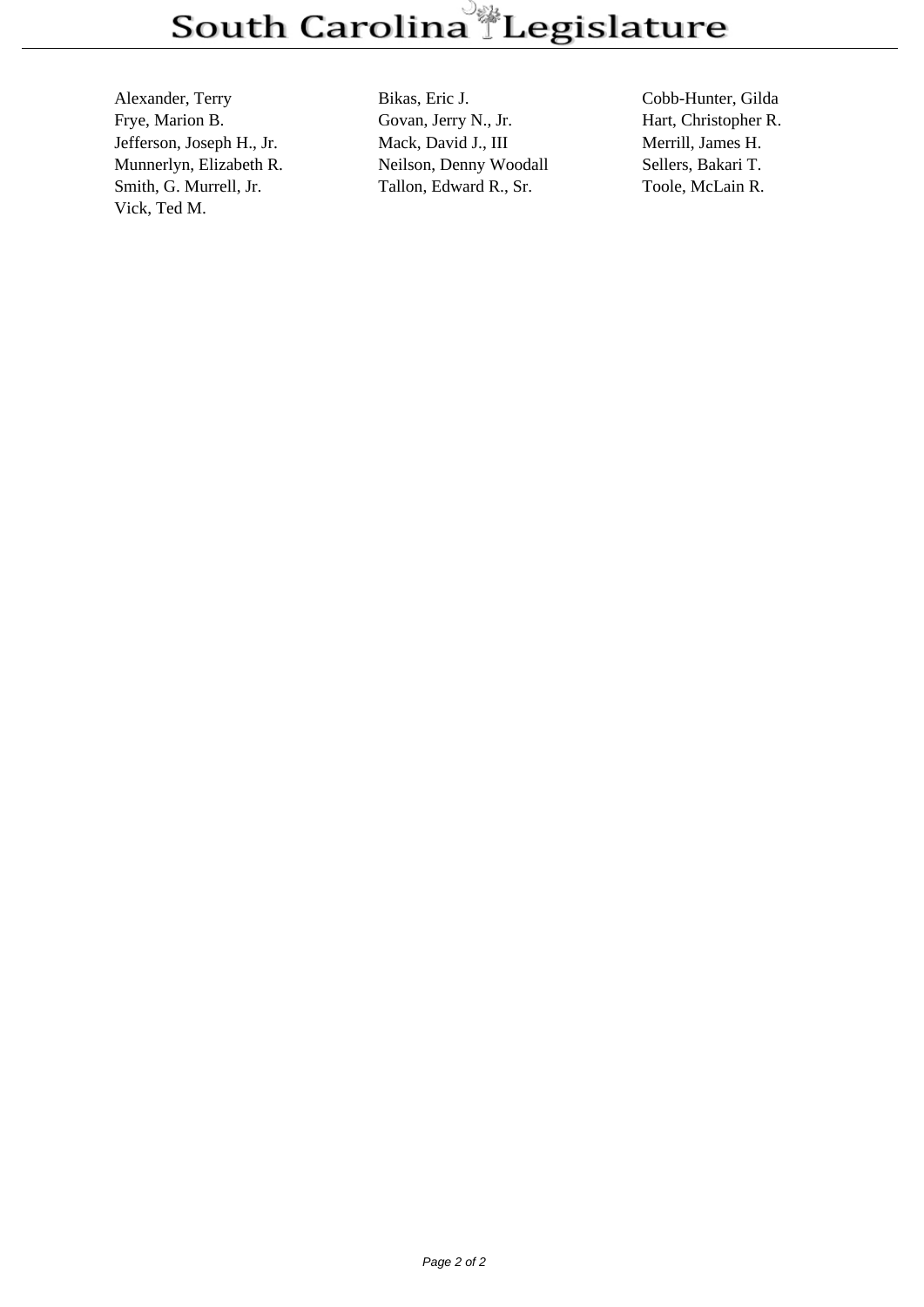| | | |
|---|---|---|
| Alexander, Terry | Bikas, Eric J. | Cobb-Hunter, Gilda |
| Frye, Marion B. | Govan, Jerry N., Jr. | Hart, Christopher R. |
| Jefferson, Joseph H., Jr. | Mack, David J., III | Merrill, James H. |
| Munnerlyn, Elizabeth R. | Neilson, Denny Woodall | Sellers, Bakari T. |
| Smith, G. Murrell, Jr. | Tallon, Edward R., Sr. | Toole, McLain R. |
| Vick, Ted M. | | |